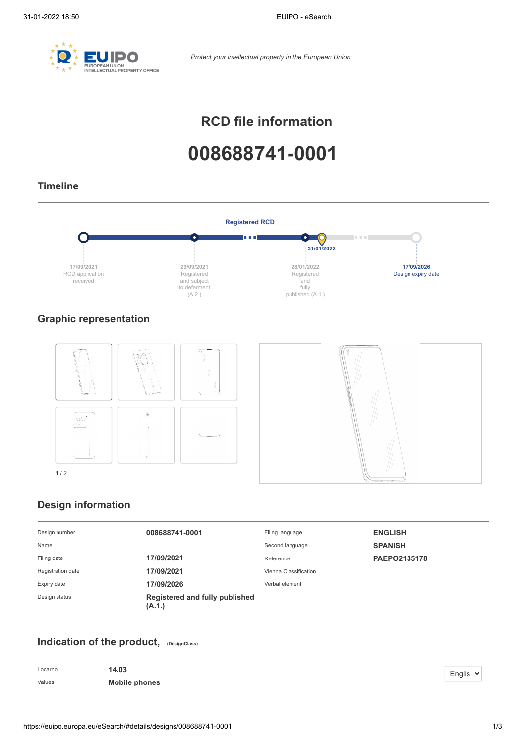*Protect your intellectual property in the European Union*

# RCD file information

# 008688741-0001

## Timeline

Registered RCD

31/01/2022

17/09/2021
RCD application received

29/09/2021
Registered and subject to deferment (A.2.)

28/01/2022
Registered and fully published (A.1.)

17/09/2026
Design expiry date

## Graphic representation

1 / 2

## Design information

| | | | |
|---|---|---|---|
| Design number | **008688741-0001** | Filing language | **ENGLISH** |
| Name | | Second language | **SPANISH** |
| Filing date | **17/09/2021** | Reference | **PAEPO2135178** |
| Registration date | **17/09/2021** | Vienna Classification | |
| Expiry date | **17/09/2026** | Verbal element | |
| Design status | **Registered and fully published (A.1.)** | | |

## Indication of the product, (DesignClass)

| | |
|---|---|
| Locarno | **14.03** |
| Values | **Mobile phones** |

Englis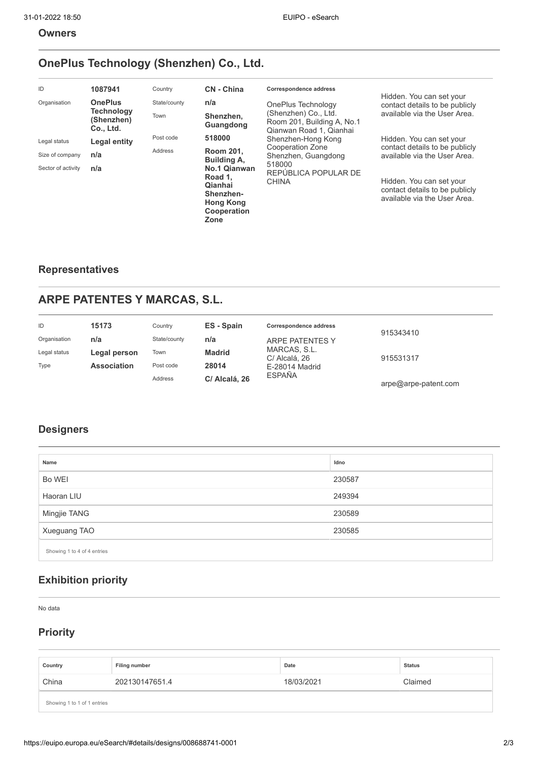## Owners

## OnePlus Technology (Shenzhen) Co., Ltd.

| | | | | | |
|---|---|---|---|---|---|
| ID | **1087941** | Country | **CN - China** | Correspondence address | |
| Organisation | **OnePlus Technology (Shenzhen) Co., Ltd.** | State/county | **n/a** | OnePlus Technology (Shenzhen) Co., Ltd. Room 201, Building A, No.1 Qianwan Road 1, Qianhai Shenzhen-Hong Kong Cooperation Zone Shenzhen, Guangdong 518000 REPÚBLICA POPULAR DE CHINA | Hidden. You can set your contact details to be publicly available via the User Area. |
| Legal status | **Legal entity** | Town | **Shenzhen, Guangdong** | | Hidden. You can set your contact details to be publicly available via the User Area. |
| Size of company | **n/a** | Post code | **518000** | | Hidden. You can set your contact details to be publicly available via the User Area. |
| Sector of activity | **n/a** | Address | **Room 201, Building A, No.1 Qianwan Road 1, Qianhai Shenzhen-Hong Kong Cooperation Zone** | | |

## Representatives

## ARPE PATENTES Y MARCAS, S.L.

| | | | | | |
|---|---|---|---|---|---|
| ID | **15173** | Country | **ES - Spain** | Correspondence address | |
| Organisation | **n/a** | State/county | **n/a** | ARPE PATENTES Y MARCAS, S.L. C/ Alcalá, 26 E-28014 Madrid ESPAÑA | 915343410 |
| Legal status | **Legal person** | Town | **Madrid** | | 915531317 |
| Type | **Association** | Post code | **28014** | | arpe@arpe-patent.com |
| | | Address | **C/ Alcalá, 26** | | |

## Designers

| Name | Idno |
|---|---|
| Bo WEI | 230587 |
| Haoran LIU | 249394 |
| Mingjie TANG | 230589 |
| Xueguang TAO | 230585 |

Showing 1 to 4 of 4 entries

## Exhibition priority

No data

## Priority

| Country | Filing number | Date | Status |
|---|---|---|---|
| China | 202130147651.4 | 18/03/2021 | Claimed |

Showing 1 to 1 of 1 entries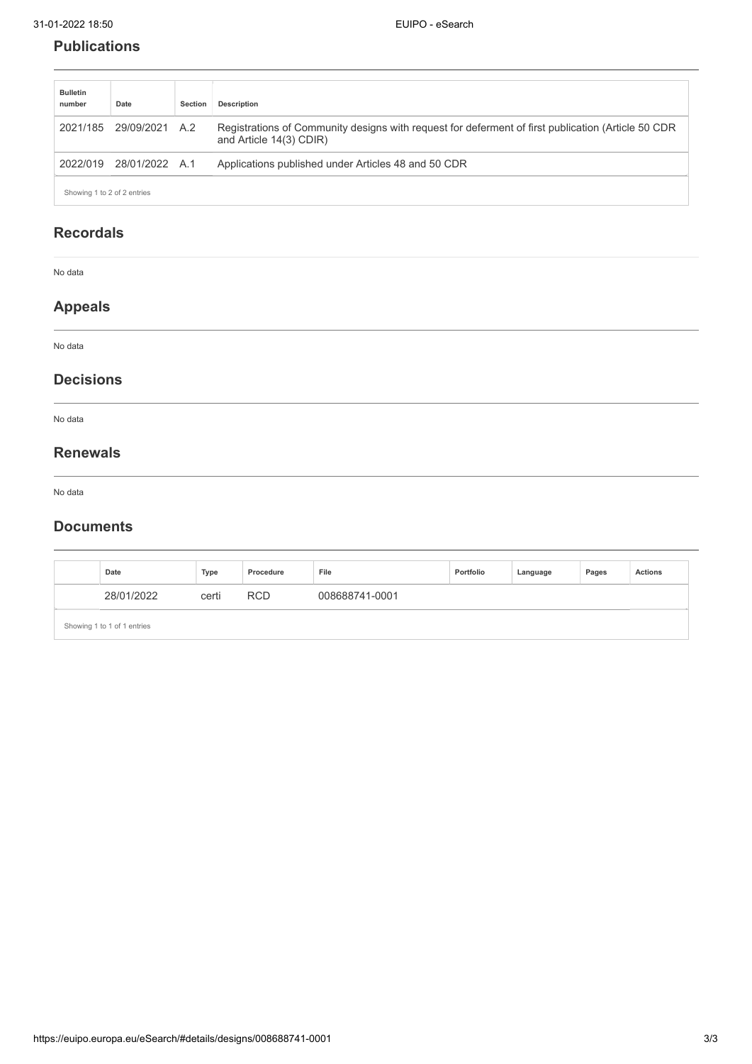## Publications

| Bulletin number | Date | Section | Description |
|---|---|---|---|
| 2021/185 | 29/09/2021 | A.2 | Registrations of Community designs with request for deferment of first publication (Article 50 CDR and Article 14(3) CDIR) |
| 2022/019 | 28/01/2022 | A.1 | Applications published under Articles 48 and 50 CDR |

Showing 1 to 2 of 2 entries

## Recordals

No data

## Appeals

No data

## Decisions

No data

## Renewals

No data

## Documents

| | Date | Type | Procedure | File | Portfolio | Language | Pages | Actions |
|---|---|---|---|---|---|---|---|---|
| | 28/01/2022 | certi | RCD | 008688741-0001 | | | | |

Showing 1 to 1 of 1 entries